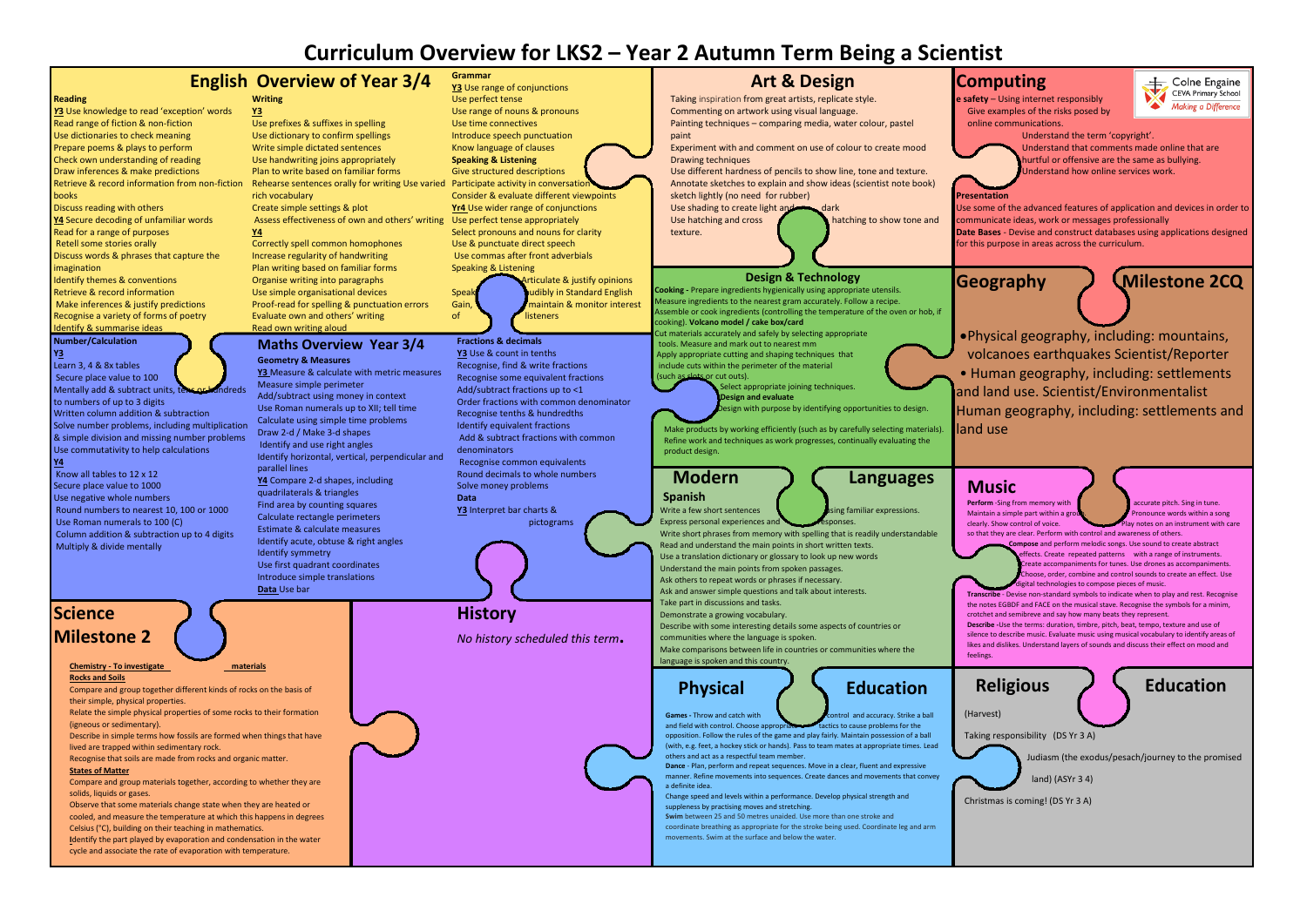# Curriculum Overview for LKS2 – Year 2 Autumn Term Being a Scientist

## English Overview of Year 3/4

### Reading

Y3 Use knowledge to read 'exception' words
Read range of fiction & non-fiction
Use dictionaries to check meaning
Prepare poems & plays to perform
Check own understanding of reading
Draw inferences & make predictions
Retrieve & record information from non-fiction books
Discuss reading with others
Y4 Secure decoding of unfamiliar words
Read for a range of purposes
Retell some stories orally
Discuss words & phrases that capture the imagination
Identify themes & conventions
Retrieve & record information
Make inferences & justify predictions
Recognise a variety of forms of poetry
Identify & summarise ideas

### Writing

Y3
Use prefixes & suffixes in spelling
Use dictionary to confirm spellings
Write simple dictated sentences
Use handwriting joins appropriately
Plan to write based on familiar forms
Rehearse sentences orally for writing Use varied rich vocabulary
Create simple settings & plot
Assess effectiveness of own and others' writing
Y4
Correctly spell common homophones
Increase regularity of handwriting
Plan writing based on familiar forms
Organise writing into paragraphs
Use simple organisational devices
Proof-read for spelling & punctuation errors
Evaluate own and others' writing
Read own writing aloud

### Grammar

Y3 Use range of conjunctions
Use perfect tense
Use range of nouns & pronouns
Use time connectives
Introduce speech punctuation
Know language of clauses

### Speaking & Listening

Give structured descriptions
Participate activity in conversation
Consider & evaluate different viewpoints
Yr4 Use wider range of conjunctions
Use perfect tense appropriately
Select pronouns and nouns for clarity
Use & punctuate direct speech
Use commas after front adverbials

### Speaking & Listening

Articulate & justify opinions
Speak audibly in Standard English
Gain, maintain & monitor interest of listeners

## Art & Design

Taking inspiration from great artists, replicate style.
Commenting on artwork using visual language.
Painting techniques – comparing media, water colour, pastel paint
Experiment with and comment on use of colour to create mood
Drawing techniques
Use different hardness of pencils to show line, tone and texture.
Annotate sketches to explain and show ideas (scientist note book)
sketch lightly (no need for rubber)
Use shading to create light and dark
Use hatching and cross hatching to show tone and texture.

## Computing

**e safety** – Using internet responsibly
Give examples of the risks posed by online communications.
Understand the term 'copyright'.
Understand that comments made online that are hurtful or offensive are the same as bullying.
Understand how online services work.

**Presentation**
Use some of the advanced features of application and devices in order to communicate ideas, work or messages professionally
**Date Bases** - Devise and construct databases using applications designed for this purpose in areas across the curriculum.

## Maths Overview Year 3/4

### Number/Calculation

Y3
Learn 3, 4 & 8x tables
Secure place value to 100
Mentally add & subtract units, tens or hundreds to numbers of up to 3 digits
Written column addition & subtraction
Solve number problems, including multiplication & simple division and missing number problems
Use commutativity to help calculations
Y4
Know all tables to 12 x 12
Secure place value to 1000
Use negative whole numbers
Round numbers to nearest 10, 100 or 1000
Use Roman numerals to 100 (C)
Column addition & subtraction up to 4 digits
Multiply & divide mentally

### Geometry & Measures

Y3 Measure & calculate with metric measures
Measure simple perimeter
Add/subtract using money in context
Use Roman numerals up to XII; tell time
Calculate using simple time problems
Draw 2-d / Make 3-d shapes
Identify and use right angles
Identify horizontal, vertical, perpendicular and parallel lines
Y4 Compare 2-d shapes, including quadrilaterals & triangles
Find area by counting squares
Calculate rectangle perimeters
Estimate & calculate measures
Identify acute, obtuse & right angles
Identify symmetry
Use first quadrant coordinates
Introduce simple translations
Data Use bar

### Fractions & decimals

Y3 Use & count in tenths
Recognise, find & write fractions
Recognise some equivalent fractions
Add/subtract fractions up to <1
Order fractions with common denominator
Recognise tenths & hundredths
Identify equivalent fractions
Add & subtract fractions with common denominators
Recognise common equivalents
Round decimals to whole numbers
Solve money problems

### Data

Y3 Interpret bar charts & pictograms

## Design & Technology

**Cooking -** Prepare ingredients hygienically using appropriate utensils.
Measure ingredients to the nearest gram accurately. Follow a recipe.
Assemble or cook ingredients (controlling the temperature of the oven or hob, if cooking). **Volcano model / cake box/card**
Cut materials accurately and safely by selecting appropriate tools. Measure and mark out to nearest mm
Apply appropriate cutting and shaping techniques that include cuts within the perimeter of the material (such as slots or cut outs).
Select appropriate joining techniques.
**Design and evaluate**
Design with purpose by identifying opportunities to design.
Make products by working efficiently (such as by carefully selecting materials).
Refine work and techniques as work progresses, continually evaluating the product design.

## Geography — Milestone 2CQ

- Physical geography, including: mountains, volcanoes earthquakes Scientist/Reporter
- Human geography, including: settlements and land use. Scientist/Environmentalist

Human geography, including: settlements and land use

## Modern Languages

### Spanish

Write a few short sentences using familiar expressions.
Express personal experiences and responses.
Write short phrases from memory with spelling that is readily understandable
Read and understand the main points in short written texts.
Use a translation dictionary or glossary to look up new words
Understand the main points from spoken passages.
Ask others to repeat words or phrases if necessary.
Ask and answer simple questions and talk about interests.
Take part in discussions and tasks.
Demonstrate a growing vocabulary.
Describe with some interesting details some aspects of countries or communities where the language is spoken.
Make comparisons between life in countries or communities where the language is spoken and this country.

## Music

**Perform** -Sing from memory with accurate pitch. Sing in tune. Maintain a simple part within a group. Pronounce words within a song clearly. Show control of voice. Play notes on an instrument with care so that they are clear. Perform with control and awareness of others.
**Compose** and perform melodic songs. Use sound to create abstract effects. Create repeated patterns with a range of instruments. Create accompaniments for tunes. Use drones as accompaniments. Choose, order, combine and control sounds to create an effect. Use digital technologies to compose pieces of music.
**Transcribe** - Devise non-standard symbols to indicate when to play and rest. Recognise the notes EGBDF and FACE on the musical stave. Recognise the symbols for a minim, crotchet and semibreve and say how many beats they represent.
**Describe** -Use the terms: duration, timbre, pitch, beat, tempo, texture and use of silence to describe music. Evaluate music using musical vocabulary to identify areas of likes and dislikes. Understand layers of sounds and discuss their effect on mood and feelings.

## Science Milestone 2

**Chemistry - To investigate materials**

**Rocks and Soils**

Compare and group together different kinds of rocks on the basis of their simple, physical properties.
Relate the simple physical properties of some rocks to their formation (igneous or sedimentary).
Describe in simple terms how fossils are formed when things that have lived are trapped within sedimentary rock.
Recognise that soils are made from rocks and organic matter.

**States of Matter**

Compare and group materials together, according to whether they are solids, liquids or gases.
Observe that some materials change state when they are heated or cooled, and measure the temperature at which this happens in degrees Celsius (°C), building on their teaching in mathematics.
Identify the part played by evaporation and condensation in the water cycle and associate the rate of evaporation with temperature.

## History

*No history scheduled this term.*

## Physical Education

**Games -** Throw and catch with control and accuracy. Strike a ball and field with control. Choose appropriate tactics to cause problems for the opposition. Follow the rules of the game and play fairly. Maintain possession of a ball (with, e.g. feet, a hockey stick or hands). Pass to team mates at appropriate times. Lead others and act as a respectful team member.
**Dance -** Plan, perform and repeat sequences. Move in a clear, fluent and expressive manner. Refine movements into sequences. Create dances and movements that convey a definite idea.
Change speed and levels within a performance. Develop physical strength and suppleness by practising moves and stretching.
**Swim** between 25 and 50 metres unaided. Use more than one stroke and coordinate breathing as appropriate for the stroke being used. Coordinate leg and arm movements. Swim at the surface and below the water.

## Religious Education

(Harvest)

Taking responsibility (DS Yr 3 A)

Judiasm (the exodus/pesach/journey to the promised land) (ASYr 3 4)

Christmas is coming! (DS Yr 3 A)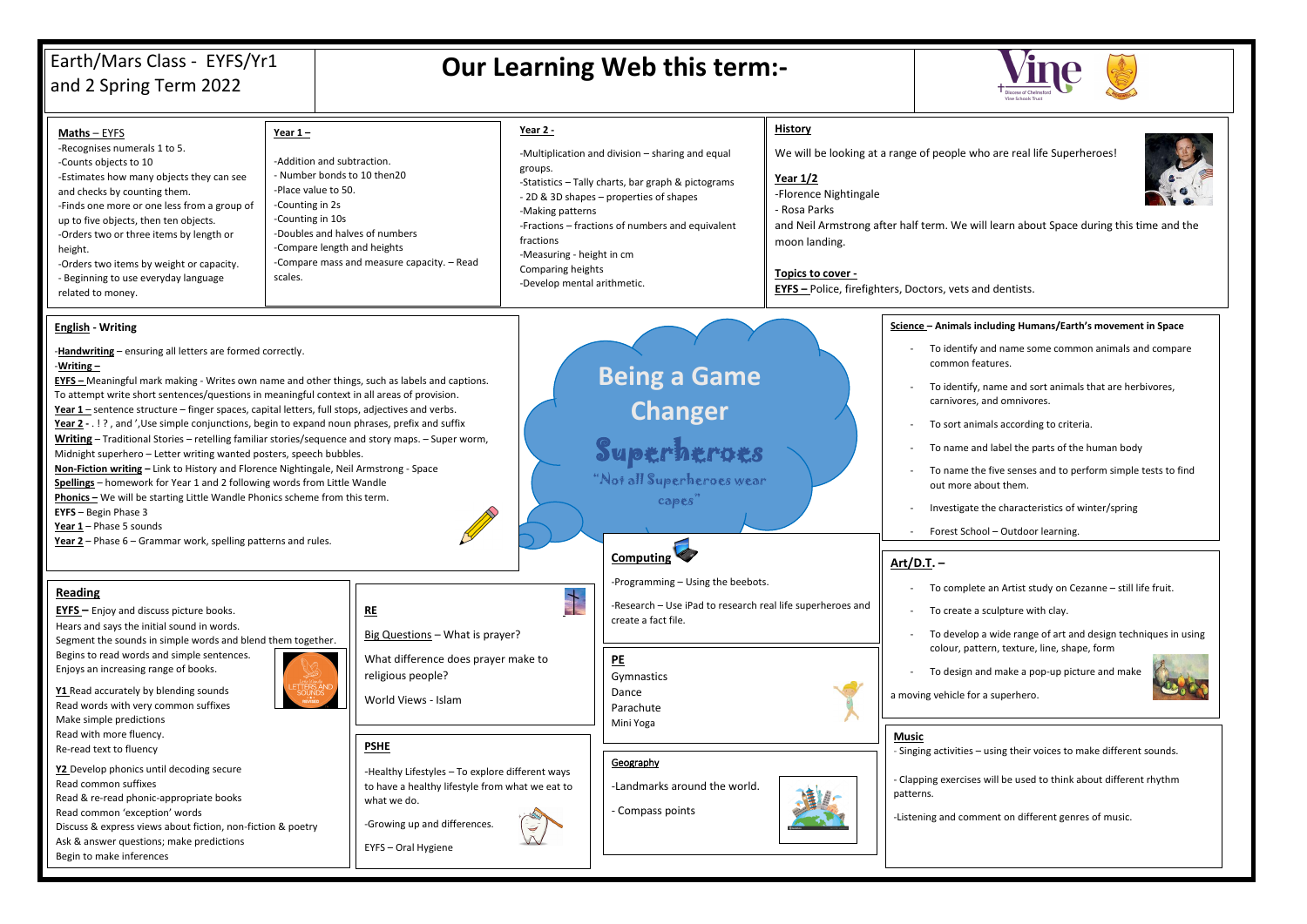# Earth/Mars Class - EYFS/Yr1 and 2 Spring Term 2022

# Our Learning Web this term:-

## Maths – EYFS

- Recognises numerals 1 to 5.
- Counts objects to 10
- Estimates how many objects they can see and checks by counting them.
- Finds one more or one less from a group of up to five objects, then ten objects.
- Orders two or three items by length or height.
- Orders two items by weight or capacity.
- Beginning to use everyday language related to money.

### Year 1 –

- Addition and subtraction.
- Number bonds to 10 then20
- Place value to 50.
- Counting in 2s
- Counting in 10s
- Doubles and halves of numbers
- Compare length and heights
- Compare mass and measure capacity. – Read scales.

### Year 2 -

- Multiplication and division – sharing and equal groups.
- Statistics – Tally charts, bar graph & pictograms
- 2D & 3D shapes – properties of shapes
- Making patterns
- Fractions – fractions of numbers and equivalent fractions
- Measuring - height in cm
Comparing heights
- Develop mental arithmetic.

## History

We will be looking at a range of people who are real life Superheroes!

**Year 1/2**

- Florence Nightingale
- Rosa Parks
and Neil Armstrong after half term. We will learn about Space during this time and the moon landing.

**Topics to cover -**

**EYFS –** Police, firefighters, Doctors, vets and dentists.

## English - Writing

- **Handwriting** – ensuring all letters are formed correctly.
- **Writing –**

**EYFS –** Meaningful mark making - Writes own name and other things, such as labels and captions. To attempt write short sentences/questions in meaningful context in all areas of provision.
**Year 1** – sentence structure – finger spaces, capital letters, full stops, adjectives and verbs.
**Year 2** - . ! ? , and ',Use simple conjunctions, begin to expand noun phrases, prefix and suffix
**Writing** – Traditional Stories – retelling familiar stories/sequence and story maps. – Super worm, Midnight superhero – Letter writing wanted posters, speech bubbles.
**Non-Fiction writing –** Link to History and Florence Nightingale, Neil Armstrong - Space
**Spellings** – homework for Year 1 and 2 following words from Little Wandle
**Phonics –** We will be starting Little Wandle Phonics scheme from this term.
**EYFS** – Begin Phase 3
**Year 1** – Phase 5 sounds
**Year 2** – Phase 6 – Grammar work, spelling patterns and rules.

# Being a Game Changer

# Superheroes

"Not all Superheroes wear capes"

## Science – Animals including Humans/Earth's movement in Space

- To identify and name some common animals and compare common features.
- To identify, name and sort animals that are herbivores, carnivores, and omnivores.
- To sort animals according to criteria.
- To name and label the parts of the human body
- To name the five senses and to perform simple tests to find out more about them.
- Investigate the characteristics of winter/spring
- Forest School – Outdoor learning.

## Computing

- Programming – Using the beebots.
- Research – Use iPad to research real life superheroes and create a fact file.

## Art/D.T. –

- To complete an Artist study on Cezanne – still life fruit.
- To create a sculpture with clay.
- To develop a wide range of art and design techniques in using colour, pattern, texture, line, shape, form
- To design and make a pop-up picture and make a moving vehicle for a superhero.

## Reading

**EYFS –** Enjoy and discuss picture books.
Hears and says the initial sound in words.
Segment the sounds in simple words and blend them together.
Begins to read words and simple sentences.
Enjoys an increasing range of books.

**Y1** Read accurately by blending sounds
Read words with very common suffixes
Make simple predictions
Read with more fluency.
Re-read text to fluency

**Y2** Develop phonics until decoding secure
Read common suffixes
Read & re-read phonic-appropriate books
Read common 'exception' words
Discuss & express views about fiction, non-fiction & poetry
Ask & answer questions; make predictions
Begin to make inferences

## RE

Big Questions – What is prayer?

What difference does prayer make to religious people?

World Views - Islam

## PE

Gymnastics
Dance
Parachute
Mini Yoga

## PSHE

- Healthy Lifestyles – To explore different ways to have a healthy lifestyle from what we eat to what we do.
- Growing up and differences.

EYFS – Oral Hygiene

## Geography

- Landmarks around the world.
- Compass points

## Music

- Singing activities – using their voices to make different sounds.
- Clapping exercises will be used to think about different rhythm patterns.
- Listening and comment on different genres of music.